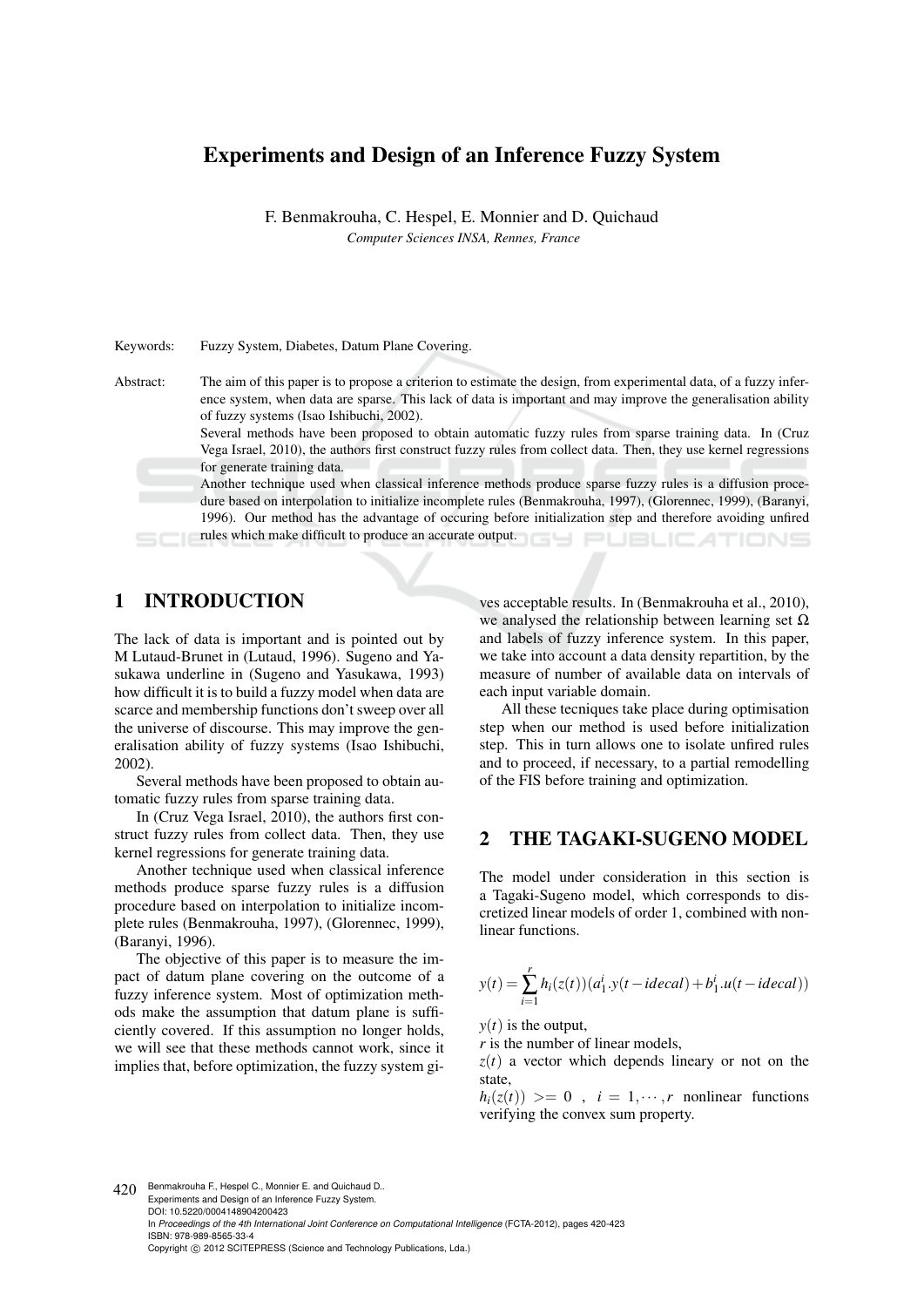# Experiments and Design of an Inference Fuzzy System

F. Benmakrouha, C. Hespel, E. Monnier and D. Quichaud

*Computer Sciences INSA, Rennes, France*

Keywords: Fuzzy System, Diabetes, Datum Plane Covering.

Abstract: The aim of this paper is to propose a criterion to estimate the design, from experimental data, of a fuzzy inference system, when data are sparse. This lack of data is important and may improve the generalisation ability of fuzzy systems (Isao Ishibuchi, 2002).

Several methods have been proposed to obtain automatic fuzzy rules from sparse training data. In (Cruz Vega Israel, 2010), the authors first construct fuzzy rules from collect data. Then, they use kernel regressions for generate training data.

Another technique used when classical inference methods produce sparse fuzzy rules is a diffusion procedure based on interpolation to initialize incomplete rules (Benmakrouha, 1997), (Glorennec, 1999), (Baranyi, 1996). Our method has the advantage of occuring before initialization step and therefore avoiding unfired rules which make difficult to produce an accurate output.

## 1 INTRODUCTION

The lack of data is important and is pointed out by M Lutaud-Brunet in (Lutaud, 1996). Sugeno and Yasukawa underline in (Sugeno and Yasukawa, 1993) how difficult it is to build a fuzzy model when data are scarce and membership functions don't sweep over all the universe of discourse. This may improve the generalisation ability of fuzzy systems (Isao Ishibuchi, 2002).

Several methods have been proposed to obtain automatic fuzzy rules from sparse training data.

In (Cruz Vega Israel, 2010), the authors first construct fuzzy rules from collect data. Then, they use kernel regressions for generate training data.

Another technique used when classical inference methods produce sparse fuzzy rules is a diffusion procedure based on interpolation to initialize incomplete rules (Benmakrouha, 1997), (Glorennec, 1999), (Baranyi, 1996).

The objective of this paper is to measure the impact of datum plane covering on the outcome of a fuzzy inference system. Most of optimization methods make the assumption that datum plane is sufficiently covered. If this assumption no longer holds, we will see that these methods cannot work, since it implies that, before optimization, the fuzzy system gives acceptable results. In (Benmakrouha et al., 2010), we analysed the relationship between learning set $\Omega$ and labels of fuzzy inference system. In this paper, we take into account a data density repartition, by the measure of number of available data on intervals of each input variable domain.

All these tecniques take place during optimisation step when our method is used before initialization step. This in turn allows one to isolate unfired rules and to proceed, if necessary, to a partial remodelling of the FIS before training and optimization.

## 2 THE TAGAKI-SUGENO MODEL

The model under consideration in this section is a Tagaki-Sugeno model, which corresponds to discretized linear models of order 1, combined with nonlinear functions.

$$y(t) = \sum_{i=1}^{r} h_i(z(t))(a_1^i . y(t - idecal) + b_1^i . u(t - idecal))$$

$y(t)$ is the output,

$r$ is the number of linear models,

$z(t)$ a vector which depends lineary or not on the state,

$h_i(z(t)) >= 0$ , $i = 1, \cdots, r$ nonlinear functions verifying the convex sum property.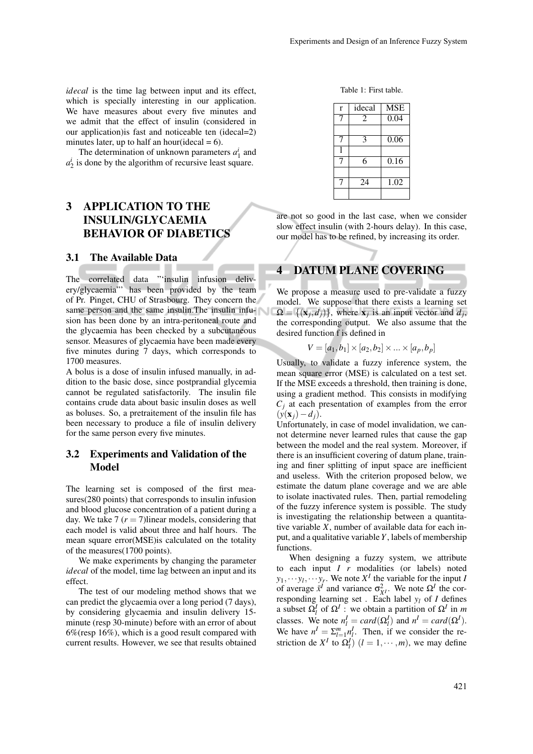*idecal* is the time lag between input and its effect, which is specially interesting in our application. We have measures about every five minutes and we admit that the effect of insulin (considered in our application)is fast and noticeable ten (idecal=2) minutes later, up to half an hour(idecal = 6).

The determination of unknown parameters $a_1^i$ and $a_2^i$ is done by the algorithm of recursive least square.

# 3 APPLICATION TO THE INSULIN/GLYCAEMIA BEHAVIOR OF DIABETICS

## 3.1 The Available Data

The correlated data "'insulin infusion delivery/glycaemia"' has been provided by the team of Pr. Pinget, CHU of Strasbourg. They concern the same person and the same insulin.The insulin infusion has been done by an intra-peritoneal route and the glycaemia has been checked by a subcutaneous sensor. Measures of glycaemia have been made every five minutes during 7 days, which corresponds to 1700 measures.
A bolus is a dose of insulin infused manually, in addition to the basic dose, since postprandial glycemia cannot be regulated satisfactorily. The insulin file contains crude data about basic insulin doses as well as boluses. So, a pretraitement of the insulin file has been necessary to produce a file of insulin delivery for the same person every five minutes.

## 3.2 Experiments and Validation of the Model

The learning set is composed of the first measures(280 points) that corresponds to insulin infusion and blood glucose concentration of a patient during a day. We take 7 ($r = 7$)linear models, considering that each model is valid about three and half hours. The mean square error(MSE)is calculated on the totality of the measures(1700 points).

We make experiments by changing the parameter *idecal* of the model, time lag between an input and its effect.

The test of our modeling method shows that we can predict the glycaemia over a long period (7 days), by considering glycaemia and insulin delivery 15-minute (resp 30-minute) before with an error of about 6%(resp 16%), which is a good result compared with current results. However, we see that results obtained are not so good in the last case, when we consider slow effect insulin (with 2-hours delay). In this case, our model has to be refined, by increasing its order.

Table 1: First table.

| r | idecal | MSE |
|---|---|---|
| 7 | 2 | 0.04 |
| | | |
| 7 | 3 | 0.06 |
| 1 | | |
| 7 | 6 | 0.16 |
| | | |
| 7 | 24 | 1.02 |
| | | |

# 4 DATUM PLANE COVERING

We propose a measure used to pre-validate a fuzzy model. We suppose that there exists a learning set $\Omega = \{(\mathbf{x}_j, d_j)\}$, where $\mathbf{x}_j$ is an input vector and $d_j$, the corresponding output. We also assume that the desired function f is defined in

$$V = [a_1, b_1] \times [a_2, b_2] \times ... \times [a_p, b_p]$$

Usually, to validate a fuzzy inference system, the mean square error (MSE) is calculated on a test set. If the MSE exceeds a threshold, then training is done, using a gradient method. This consists in modifying $C_j$ at each presentation of examples from the error $(y(\mathbf{x}_j) - d_j)$.
Unfortunately, in case of model invalidation, we cannot determine never learned rules that cause the gap between the model and the real system. Moreover, if there is an insufficient covering of datum plane, training and finer splitting of input space are inefficient and useless. With the criterion proposed below, we estimate the datum plane coverage and we are able to isolate inactivated rules. Then, partial remodeling of the fuzzy inference system is possible. The study is investigating the relationship between a quantitative variable $X$, number of available data for each input, and a qualitative variable $Y$, labels of membership functions.

When designing a fuzzy system, we attribute to each input $I$ $r$ modalities (or labels) noted $y_1, \cdots y_l, \cdots y_r$. We note $X^I$ the variable for the input $I$ of average $\bar{x}^I$ and variance $\sigma^2_{X^I}$. We note $\Omega^I$ the corresponding learning set . Each label $y_l$ of $I$ defines a subset $\Omega^I_l$ of $\Omega^I$ : we obtain a partition of $\Omega^I$ in $m$ classes. We note $n^I_l = card(\Omega^I_l)$ and $n^I = card(\Omega^I)$. We have $n^I = \Sigma^m_{l=1} n^I_l$. Then, if we consider the restriction de $X^I$ to $\Omega^I_l)$ $(l = 1, \cdots, m)$, we may define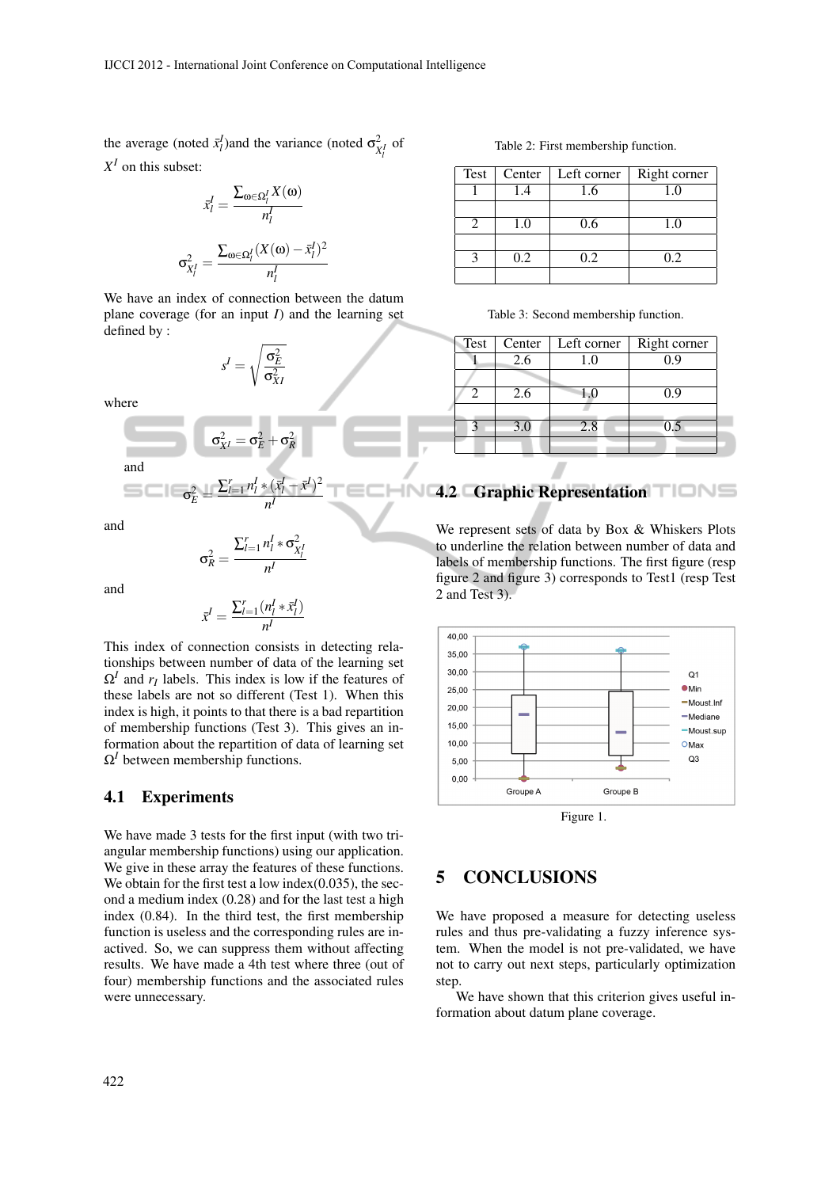the average (noted $\bar{x}_l^I$)and the variance (noted $\sigma^2_{X_l^I}$ of $X^I$ on this subset:

$$\bar{x}_l^I = \frac{\sum_{\omega \in \Omega_l^I} X(\omega)}{n_l^I}$$

$$\sigma^2_{X_l^I} = \frac{\sum_{\omega \in \Omega_l^I} (X(\omega) - \bar{x}_l^I)^2}{n_l^I}$$

We have an index of connection between the datum plane coverage (for an input $I$) and the learning set defined by :

$$s^I = \sqrt{\frac{\sigma_E^2}{\sigma_{XI}^2}}$$

where

$$\sigma^2_{X^I} = \sigma_E^2 + \sigma_R^2$$

and

$$\sigma_E^2 = \frac{\sum_{l=1}^{r} n_l^I * (\bar{x}_l^I - \bar{x}^I)^2}{n^I}$$

and

$$\sigma_R^2 = \frac{\sum_{l=1}^{r} n_l^I * \sigma^2_{X_l^I}}{n^I}$$

and

$$\bar{x}^I = \frac{\sum_{l=1}^{r} (n_l^I * \bar{x}_l^I)}{n^I}$$

This index of connection consists in detecting relationships between number of data of the learning set $\Omega^I$ and $r_I$ labels. This index is low if the features of these labels are not so different (Test 1). When this index is high, it points to that there is a bad repartition of membership functions (Test 3). This gives an information about the repartition of data of learning set $\Omega^I$ between membership functions.

## 4.1 Experiments

We have made 3 tests for the first input (with two triangular membership functions) using our application. We give in these array the features of these functions. We obtain for the first test a low index(0.035), the second a medium index (0.28) and for the last test a high index (0.84). In the third test, the first membership function is useless and the corresponding rules are inactived. So, we can suppress them without affecting results. We have made a 4th test where three (out of four) membership functions and the associated rules were unnecessary.

Table 2: First membership function.

| Test | Center | Left corner | Right corner |
|---|---|---|---|
| 1 | 1.4 | 1.6 | 1.0 |
| 2 | 1.0 | 0.6 | 1.0 |
| 3 | 0.2 | 0.2 | 0.2 |

Table 3: Second membership function.

| Test | Center | Left corner | Right corner |
|---|---|---|---|
| 1 | 2.6 | 1.0 | 0.9 |
| 2 | 2.6 | 1.0 | 0.9 |
| 3 | 3.0 | 2.8 | 0.5 |

## 4.2 Graphic Representation

We represent sets of data by Box & Whiskers Plots to underline the relation between number of data and labels of membership functions. The first figure (resp figure 2 and figure 3) corresponds to Test1 (resp Test 2 and Test 3).

Figure 1.

# 5 CONCLUSIONS

We have proposed a measure for detecting useless rules and thus pre-validating a fuzzy inference system. When the model is not pre-validated, we have not to carry out next steps, particularly optimization step.

We have shown that this criterion gives useful information about datum plane coverage.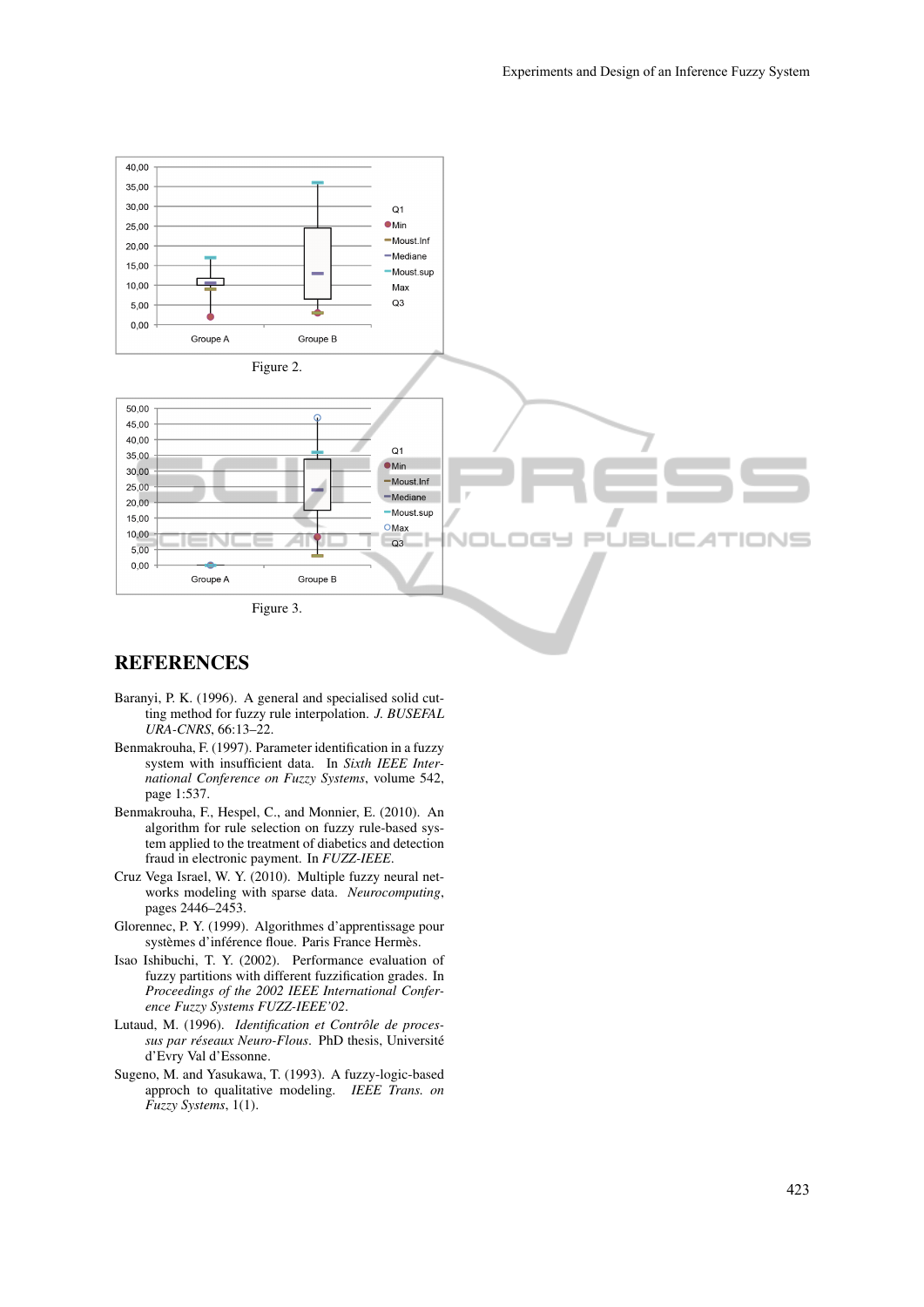40,00
35,00
30,00
25,00
20,00
15,00
10,00
5,00
0,00

Groupe A Groupe B

Q1
Min
Moust.Inf
Mediane
Moust.sup
Max
Q3

Figure 2.

50,00
45,00
40,00
35,00
30,00
25,00
20,00
15,00
10,00
5,00
0,00

Groupe A Groupe B

Q1
Min
Moust.Inf
Mediane
Moust.sup
Max
Q3

Figure 3.

## REFERENCES

Baranyi, P. K. (1996). A general and specialised solid cutting method for fuzzy rule interpolation. *J. BUSEFAL URA-CNRS*, 66:13–22.

Benmakrouha, F. (1997). Parameter identification in a fuzzy system with insufficient data. In *Sixth IEEE International Conference on Fuzzy Systems*, volume 542, page 1:537.

Benmakrouha, F., Hespel, C., and Monnier, E. (2010). An algorithm for rule selection on fuzzy rule-based system applied to the treatment of diabetics and detection fraud in electronic payment. In *FUZZ-IEEE*.

Cruz Vega Israel, W. Y. (2010). Multiple fuzzy neural networks modeling with sparse data. *Neurocomputing*, pages 2446–2453.

Glorennec, P. Y. (1999). Algorithmes d'apprentissage pour systèmes d'inférence floue. Paris France Hermès.

Isao Ishibuchi, T. Y. (2002). Performance evaluation of fuzzy partitions with different fuzzification grades. In *Proceedings of the 2002 IEEE International Conference Fuzzy Systems FUZZ-IEEE'02*.

Lutaud, M. (1996). *Identification et Contrôle de processus par réseaux Neuro-Flous*. PhD thesis, Université d'Evry Val d'Essonne.

Sugeno, M. and Yasukawa, T. (1993). A fuzzy-logic-based approch to qualitative modeling. *IEEE Trans. on Fuzzy Systems*, 1(1).